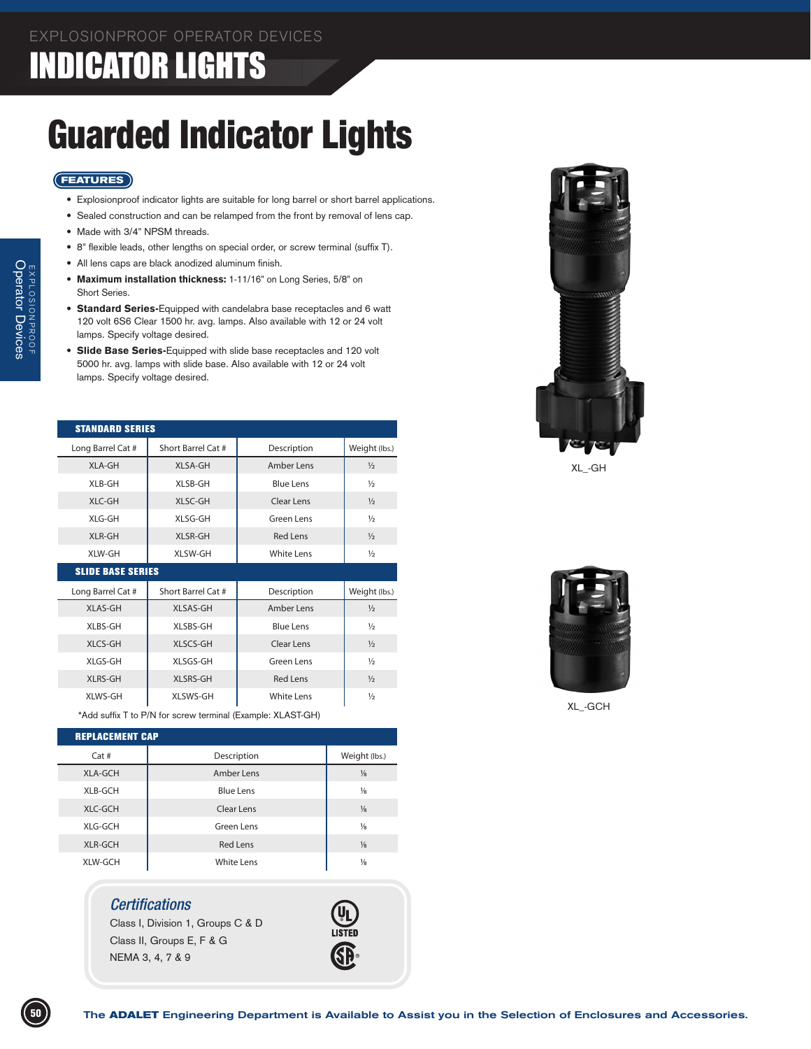# EXPLOSIONPROOF OPERATOR DEVICES

# INDICATOR LIGHTS

## Guarded Indicator Lights

### FEATURES

- Explosionproof indicator lights are suitable for long barrel or short barrel applications.
- Sealed construction and can be relamped from the front by removal of lens cap.
- Made with 3/4" NPSM threads.
- 8" flexible leads, other lengths on special order, or screw terminal (suffix T).
- All lens caps are black anodized aluminum finish.
- **Maximum installation thickness:** 1-11/16" on Long Series, 5/8" on Short Series.
- **Standard Series-**Equipped with candelabra base receptacles and 6 watt 120 volt 6S6 Clear 1500 hr. avg. lamps. Also available with 12 or 24 volt lamps. Specify voltage desired.
- **Slide Base Series-**Equipped with slide base receptacles and 120 volt 5000 hr. avg. lamps with slide base. Also available with 12 or 24 volt lamps. Specify voltage desired.

XL_-GH

XL_-GCH

| **STANDARD SERIES** | | | |
|---|---|---|---|
| Long Barrel Cat # | Short Barrel Cat # | Description | Weight (lbs.) |
| XLA-GH | XLSA-GH | Amber Lens | ½ |
| XLB-GH | XLSB-GH | Blue Lens | ½ |
| XLC-GH | XLSC-GH | Clear Lens | ½ |
| XLG-GH | XLSG-GH | Green Lens | ½ |
| XLR-GH | XLSR-GH | Red Lens | ½ |
| XLW-GH | XLSW-GH | White Lens | ½ |
| **SLIDE BASE SERIES** | | | |
| Long Barrel Cat # | Short Barrel Cat # | Description | Weight (lbs.) |
| XLAS-GH | XLSAS-GH | Amber Lens | ½ |
| XLBS-GH | XLSBS-GH | Blue Lens | ½ |
| XLCS-GH | XLSCS-GH | Clear Lens | ½ |
| XLGS-GH | XLSGS-GH | Green Lens | ½ |
| XLRS-GH | XLSRS-GH | Red Lens | ½ |
| XLWS-GH | XLSWS-GH | White Lens | ½ |

*Add suffix T to P/N for screw terminal (Example: XLAST-GH)

| **REPLACEMENT CAP** | | |
|---|---|---|
| Cat # | Description | Weight (lbs.) |
| XLA-GCH | Amber Lens | ⅛ |
| XLB-GCH | Blue Lens | ⅛ |
| XLC-GCH | Clear Lens | ⅛ |
| XLG-GCH | Green Lens | ⅛ |
| XLR-GCH | Red Lens | ⅛ |
| XLW-GCH | White Lens | ⅛ |

### *Certifications*

Class I, Division 1, Groups C & D
Class II, Groups E, F & G
NEMA 3, 4, 7 & 9

UL LISTED

CSA

The **ADALET** Engineering Department is Available to Assist you in the Selection of Enclosures and Accessories.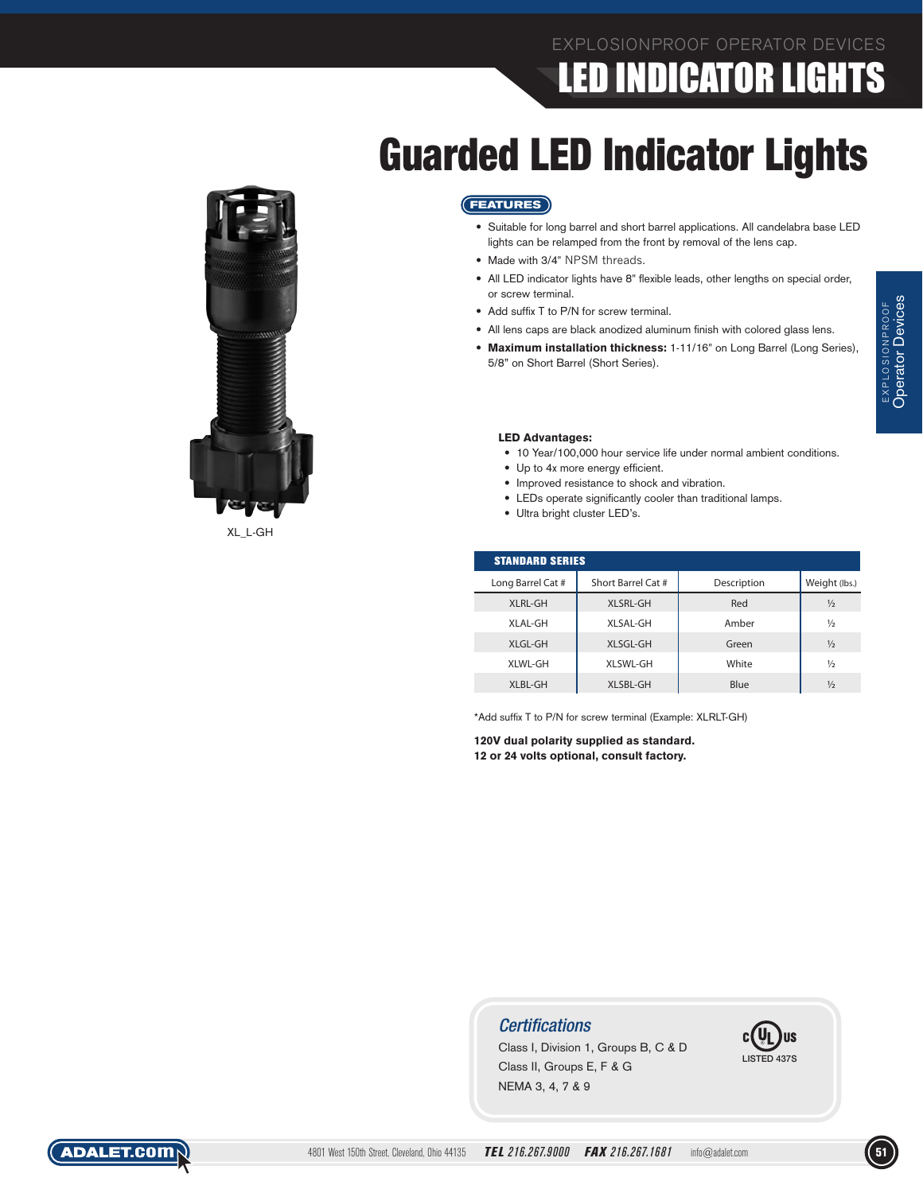EXPLOSIONPROOF OPERATOR DEVICES

# LED INDICATOR LIGHTS

## Guarded LED Indicator Lights

XL_L-GH

**FEATURES**

- Suitable for long barrel and short barrel applications. All candelabra base LED lights can be relamped from the front by removal of the lens cap.
- Made with 3/4" NPSM threads.
- All LED indicator lights have 8" flexible leads, other lengths on special order, or screw terminal.
- Add suffix T to P/N for screw terminal.
- All lens caps are black anodized aluminum finish with colored glass lens.
- **Maximum installation thickness:** 1-11/16" on Long Barrel (Long Series), 5/8" on Short Barrel (Short Series).

**LED Advantages:**

- 10 Year/100,000 hour service life under normal ambient conditions.
- Up to 4x more energy efficient.
- Improved resistance to shock and vibration.
- LEDs operate significantly cooler than traditional lamps.
- Ultra bright cluster LED's.

**STANDARD SERIES**

| Long Barrel Cat # | Short Barrel Cat # | Description | Weight (lbs.) |
|---|---|---|---|
| XLRL-GH | XLSRL-GH | Red | ½ |
| XLAL-GH | XLSAL-GH | Amber | ½ |
| XLGL-GH | XLSGL-GH | Green | ½ |
| XLWL-GH | XLSWL-GH | White | ½ |
| XLBL-GH | XLSBL-GH | Blue | ½ |

*Add suffix T to P/N for screw terminal (Example: XLRLT-GH)

**120V dual polarity supplied as standard.**
**12 or 24 volts optional, consult factory.**

### Certifications

Class I, Division 1, Groups B, C & D
Class II, Groups E, F & G
NEMA 3, 4, 7 & 9

cULus LISTED 437S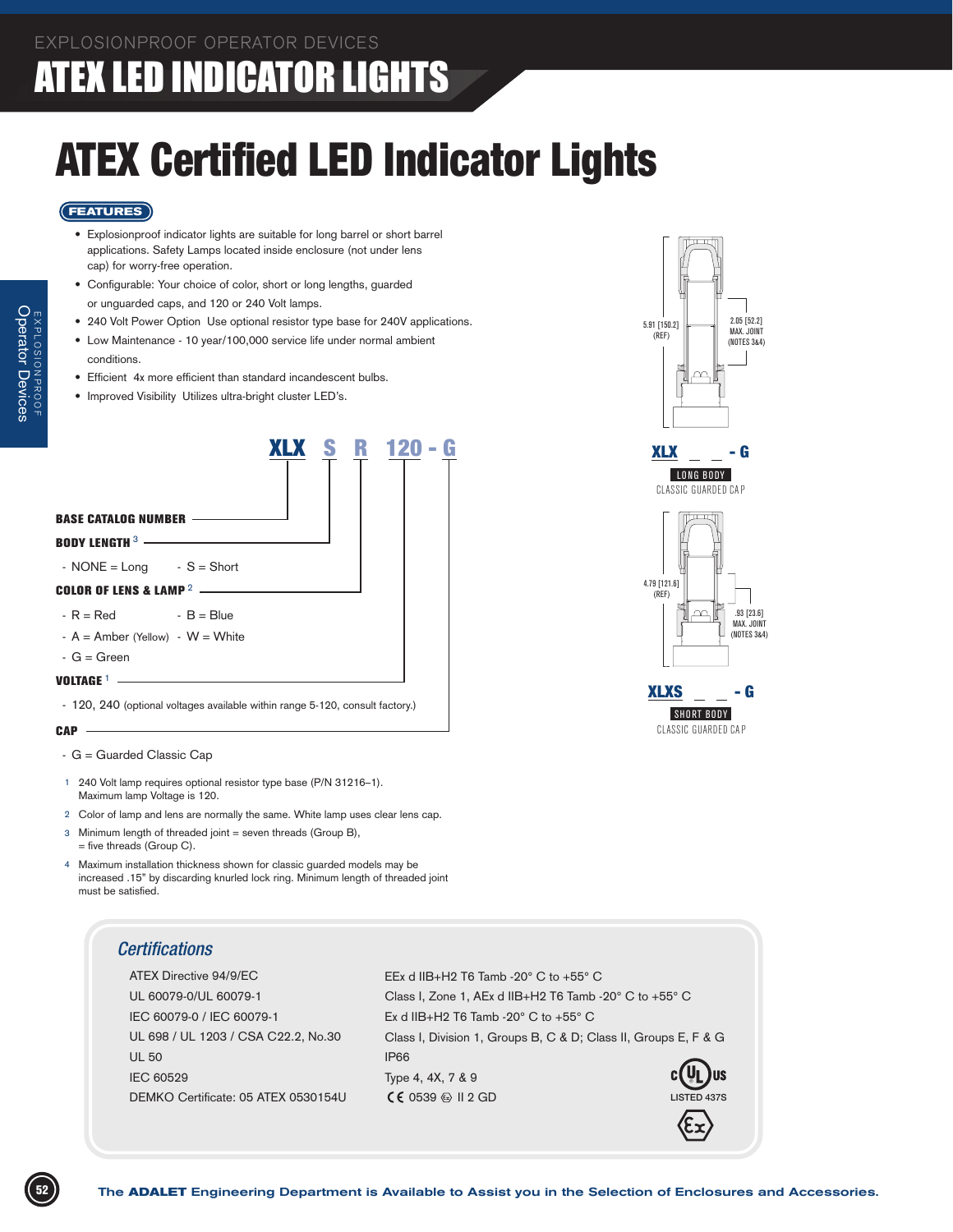EXPLOSIONPROOF OPERATOR DEVICES

# ATEX LED INDICATOR LIGHTS

# ATEX Certified LED Indicator Lights

**FEATURES**

- Explosionproof indicator lights are suitable for long barrel or short barrel applications. Safety Lamps located inside enclosure (not under lens cap) for worry-free operation.
- Configurable: Your choice of color, short or long lengths, guarded or unguarded caps, and 120 or 240 Volt lamps.
- 240 Volt Power Option Use optional resistor type base for 240V applications.
- Low Maintenance - 10 year/100,000 service life under normal ambient conditions.
- Efficient 4x more efficient than standard incandescent bulbs.
- Improved Visibility Utilizes ultra-bright cluster LED's.

**XLX S R 120 - G**

**BASE CATALOG NUMBER**

**BODY LENGTH** [3]

- NONE = Long
- S = Short

**COLOR OF LENS & LAMP** [2]

- R = Red
- A = Amber (Yellow)
- G = Green
- B = Blue
- W = White

**VOLTAGE** [1]

- 120, 240 (optional voltages available within range 5-120, consult factory.)

**CAP**

- G = Guarded Classic Cap

1. 240 Volt lamp requires optional resistor type base (P/N 31216–1). Maximum lamp Voltage is 120.
2. Color of lamp and lens are normally the same. White lamp uses clear lens cap.
3. Minimum length of threaded joint = seven threads (Group B), = five threads (Group C).
4. Maximum installation thickness shown for classic guarded models may be increased .15" by discarding knurled lock ring. Minimum length of threaded joint must be satisfied.

5.91 [150.2] (REF)

2.05 [52.2] MAX. JOINT (NOTES 3&4)

**XLX _ _ - G**

LONG BODY

CLASSIC GUARDED CAP

4.79 [121.6] (REF)

.93 [23.6] MAX. JOINT (NOTES 3&4)

**XLXS _ _ - G**

SHORT BODY

CLASSIC GUARDED CAP

## *Certifications*

| | |
|---|---|
| ATEX Directive 94/9/EC | EEx d IIB+H2 T6 Tamb -20° C to +55° C |
| UL 60079-0/UL 60079-1 | Class I, Zone 1, AEx d IIB+H2 T6 Tamb -20° C to +55° C |
| IEC 60079-0 / IEC 60079-1 | Ex d IIB+H2 T6 Tamb -20° C to +55° C |
| UL 698 / UL 1203 / CSA C22.2, No.30 | Class I, Division 1, Groups B, C & D; Class II, Groups E, F & G |
| UL 50 | IP66 |
| IEC 60529 | Type 4, 4X, 7 & 9 |
| DEMKO Certificate: 05 ATEX 0530154U | CE 0539 Ex II 2 GD |

c UL us LISTED 437S

The **ADALET** Engineering Department is Available to Assist you in the Selection of Enclosures and Accessories.